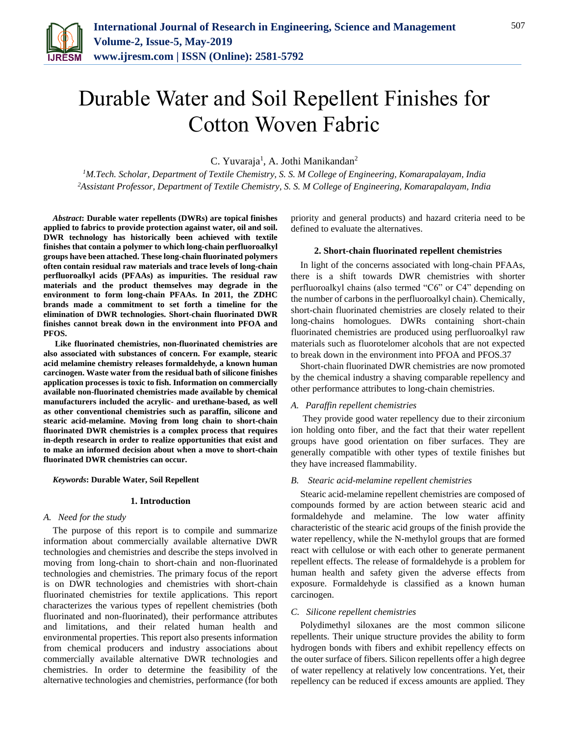# Durable Water and Soil Repellent Finishes for Cotton Woven Fabric

C. Yuvaraja[1], A. Jothi Manikandan[2]

[1]*M.Tech. Scholar, Department of Textile Chemistry, S. S. M College of Engineering, Komarapalayam, India*
[2]*Assistant Professor, Department of Textile Chemistry, S. S. M College of Engineering, Komarapalayam, India*

***Abstract*: Durable water repellents (DWRs) are topical finishes applied to fabrics to provide protection against water, oil and soil. DWR technology has historically been achieved with textile finishes that contain a polymer to which long-chain perfluoroalkyl groups have been attached. These long-chain fluorinated polymers often contain residual raw materials and trace levels of long-chain perfluoroalkyl acids (PFAAs) as impurities. The residual raw materials and the product themselves may degrade in the environment to form long-chain PFAAs. In 2011, the ZDHC brands made a commitment to set forth a timeline for the elimination of DWR technologies. Short-chain fluorinated DWR finishes cannot break down in the environment into PFOA and PFOS.**

**Like fluorinated chemistries, non-fluorinated chemistries are also associated with substances of concern. For example, stearic acid melamine chemistry releases formaldehyde, a known human carcinogen. Waste water from the residual bath of silicone finishes application processes is toxic to fish. Information on commercially available non-fluorinated chemistries made available by chemical manufacturers included the acrylic- and urethane-based, as well as other conventional chemistries such as paraffin, silicone and stearic acid-melamine. Moving from long chain to short-chain fluorinated DWR chemistries is a complex process that requires in-depth research in order to realize opportunities that exist and to make an informed decision about when a move to short-chain fluorinated DWR chemistries can occur.**

***Keywords*: Durable Water, Soil Repellent**

## 1. Introduction

### *A. Need for the study*

The purpose of this report is to compile and summarize information about commercially available alternative DWR technologies and chemistries and describe the steps involved in moving from long-chain to short-chain and non-fluorinated technologies and chemistries. The primary focus of the report is on DWR technologies and chemistries with short-chain fluorinated chemistries for textile applications. This report characterizes the various types of repellent chemistries (both fluorinated and non-fluorinated), their performance attributes and limitations, and their related human health and environmental properties. This report also presents information from chemical producers and industry associations about commercially available alternative DWR technologies and chemistries. In order to determine the feasibility of the alternative technologies and chemistries, performance (for both priority and general products) and hazard criteria need to be defined to evaluate the alternatives.

## 2. Short-chain fluorinated repellent chemistries

In light of the concerns associated with long-chain PFAAs, there is a shift towards DWR chemistries with shorter perfluoroalkyl chains (also termed "C6" or C4" depending on the number of carbons in the perfluoroalkyl chain). Chemically, short-chain fluorinated chemistries are closely related to their long-chains homologues. DWRs containing short-chain fluorinated chemistries are produced using perfluoroalkyl raw materials such as fluorotelomer alcohols that are not expected to break down in the environment into PFOA and PFOS.37

Short-chain fluorinated DWR chemistries are now promoted by the chemical industry a shaving comparable repellency and other performance attributes to long-chain chemistries.

### *A. Paraffin repellent chemistries*

They provide good water repellency due to their zirconium ion holding onto fiber, and the fact that their water repellent groups have good orientation on fiber surfaces. They are generally compatible with other types of textile finishes but they have increased flammability.

### *B. Stearic acid-melamine repellent chemistries*

Stearic acid-melamine repellent chemistries are composed of compounds formed by are action between stearic acid and formaldehyde and melamine. The low water affinity characteristic of the stearic acid groups of the finish provide the water repellency, while the N-methylol groups that are formed react with cellulose or with each other to generate permanent repellent effects. The release of formaldehyde is a problem for human health and safety given the adverse effects from exposure. Formaldehyde is classified as a known human carcinogen.

### *C. Silicone repellent chemistries*

Polydimethyl siloxanes are the most common silicone repellents. Their unique structure provides the ability to form hydrogen bonds with fibers and exhibit repellency effects on the outer surface of fibers. Silicon repellents offer a high degree of water repellency at relatively low concentrations. Yet, their repellency can be reduced if excess amounts are applied. They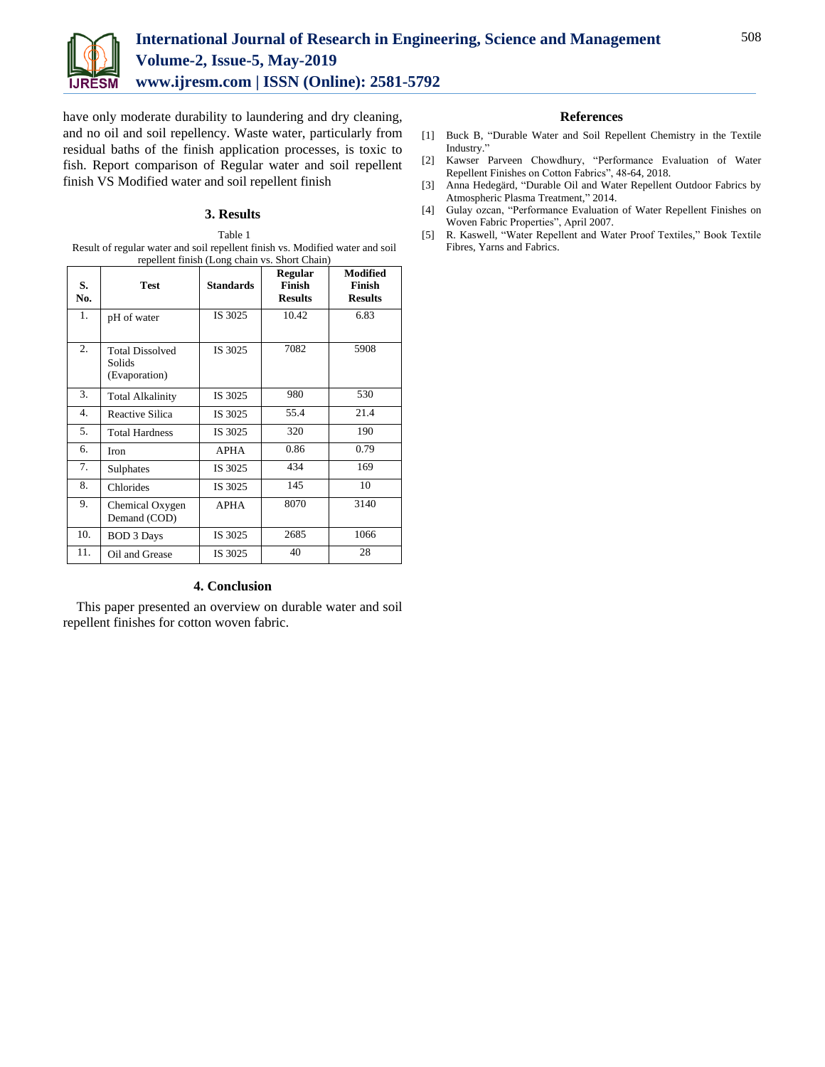have only moderate durability to laundering and dry cleaning, and no oil and soil repellency. Waste water, particularly from residual baths of the finish application processes, is toxic to fish. Report comparison of Regular water and soil repellent finish VS Modified water and soil repellent finish

## 3. Results

Table 1
Result of regular water and soil repellent finish vs. Modified water and soil repellent finish (Long chain vs. Short Chain)

| S. No. | Test | Standards | Regular Finish Results | Modified Finish Results |
|---|---|---|---|---|
| 1. | pH of water | IS 3025 | 10.42 | 6.83 |
| 2. | Total Dissolved Solids (Evaporation) | IS 3025 | 7082 | 5908 |
| 3. | Total Alkalinity | IS 3025 | 980 | 530 |
| 4. | Reactive Silica | IS 3025 | 55.4 | 21.4 |
| 5. | Total Hardness | IS 3025 | 320 | 190 |
| 6. | Iron | APHA | 0.86 | 0.79 |
| 7. | Sulphates | IS 3025 | 434 | 169 |
| 8. | Chlorides | IS 3025 | 145 | 10 |
| 9. | Chemical Oxygen Demand (COD) | APHA | 8070 | 3140 |
| 10. | BOD 3 Days | IS 3025 | 2685 | 1066 |
| 11. | Oil and Grease | IS 3025 | 40 | 28 |

## 4. Conclusion

This paper presented an overview on durable water and soil repellent finishes for cotton woven fabric.

## References

[1] Buck B, "Durable Water and Soil Repellent Chemistry in the Textile Industry."

[2] Kawser Parveen Chowdhury, "Performance Evaluation of Water Repellent Finishes on Cotton Fabrics", 48-64, 2018.

[3] Anna Hedegärd, "Durable Oil and Water Repellent Outdoor Fabrics by Atmospheric Plasma Treatment," 2014.

[4] Gulay ozcan, "Performance Evaluation of Water Repellent Finishes on Woven Fabric Properties", April 2007.

[5] R. Kaswell, "Water Repellent and Water Proof Textiles," Book Textile Fibres, Yarns and Fabrics.